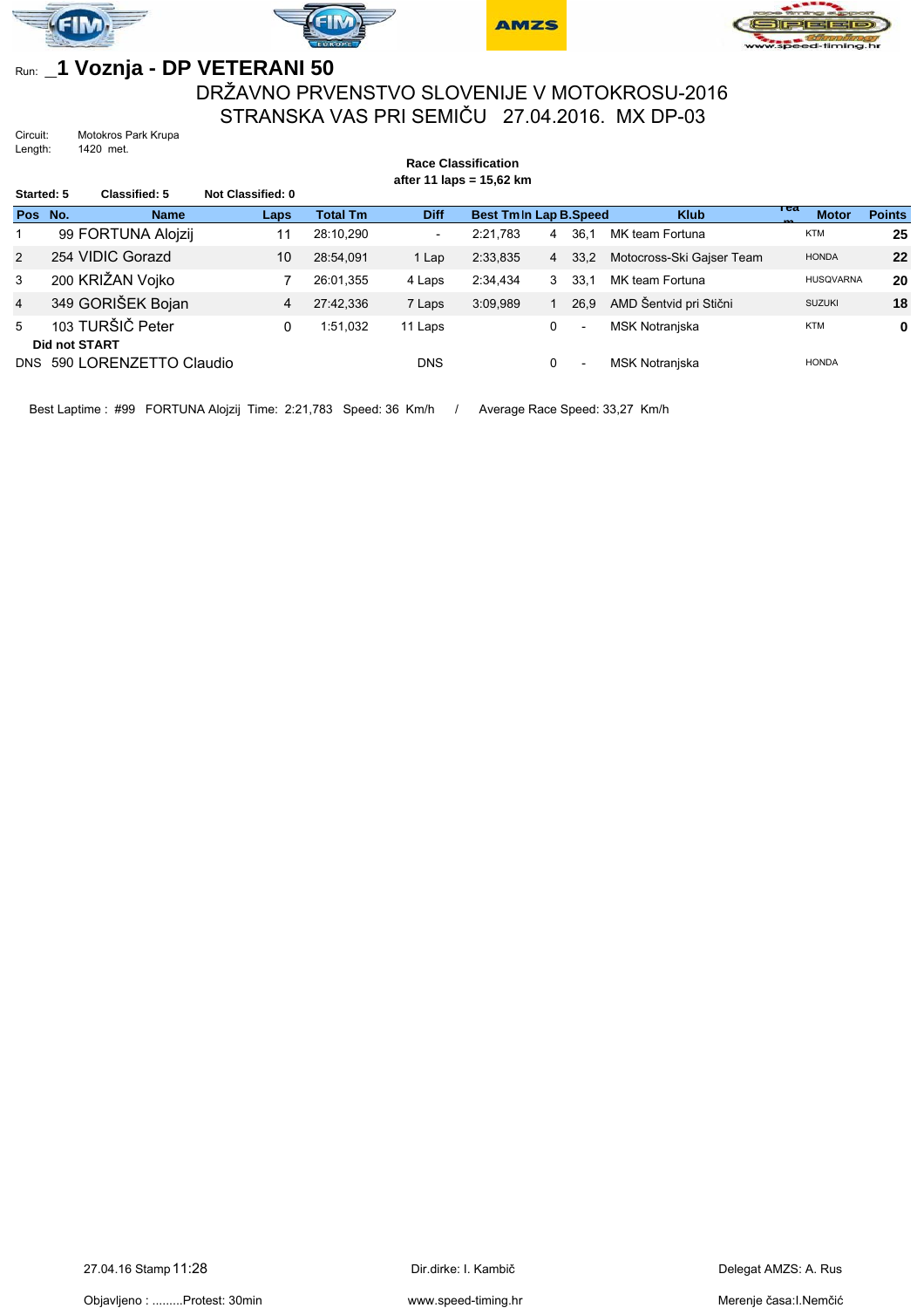Run: _**1 Voznja - DP VETERANI 50**

## DRŽAVNO PRVENSTVO SLOVENIJE V MOTOKROSU-2016
## STRANSKA VAS PRI SEMIČU 27.04.2016. MX DP-03

Circuit: Motokros Park Krupa
Length: 1420 met.

**Race Classification**
**after 11 laps = 15,62 km**

**Started: 5** **Classified: 5** **Not Classified: 0**

| Pos | No. | Name | Laps | Total Tm | Diff | Best Tm | In Lap | B.Speed | Klub | Team | Motor | Points |
|---|---|---|---|---|---|---|---|---|---|---|---|---|
| 1 | 99 | FORTUNA Alojzij | 11 | 28:10,290 | - | 2:21,783 | 4 | 36,1 | MK team Fortuna | | KTM | 25 |
| 2 | 254 | VIDIC Gorazd | 10 | 28:54,091 | 1 Lap | 2:33,835 | 4 | 33,2 | Motocross-Ski Gajser Team | | HONDA | 22 |
| 3 | 200 | KRIŽAN Vojko | 7 | 26:01,355 | 4 Laps | 2:34,434 | 3 | 33,1 | MK team Fortuna | | HUSQVARNA | 20 |
| 4 | 349 | GORIŠEK Bojan | 4 | 27:42,336 | 7 Laps | 3:09,989 | 1 | 26,9 | AMD Šentvid pri Stični | | SUZUKI | 18 |
| 5 | 103 | TURŠIČ Peter | 0 | 1:51,032 | 11 Laps | | 0 | - | MSK Notranjska | | KTM | 0 |
| **Did not START** | | | | | | | | | | | | |
| DNS | 590 | LORENZETTO Claudio | | | DNS | | 0 | - | MSK Notranjska | | HONDA | |

Best Laptime : #99 FORTUNA Alojzij Time: 2:21,783 Speed: 36 Km/h / Average Race Speed: 33,27 Km/h

27.04.16 Stamp 11:28 Dir.dirke: I. Kambič Delegat AMZS: A. Rus

Objavljeno : .........Protest: 30min www.speed-timing.hr Merenje časa:I.Nemčić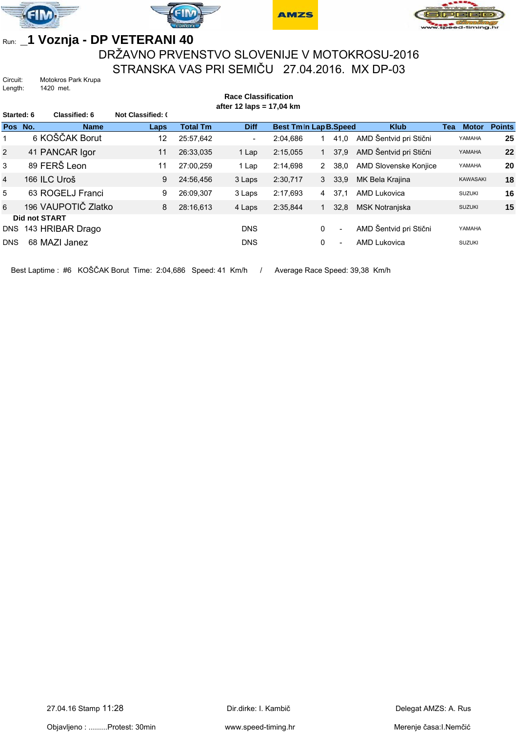Run: _1 Voznja - DP VETERANI 40

# DRŽAVNO PRVENSTVO SLOVENIJE V MOTOKROSU-2016

## STRANSKA VAS PRI SEMIČU 27.04.2016. MX DP-03

Circuit: Motokros Park Krupa
Length: 1420 met.

**Race Classification**
**after 12 laps = 17,04 km**

**Started: 6** **Classified: 6** **Not Classified: (**

| Pos | No. | Name | Laps | Total Tm | Diff | Best Tm | In Lap | B.Speed | Klub | Tea | Motor | Points |
|---|---|---|---|---|---|---|---|---|---|---|---|---|
| 1 | 6 | KOŠČAK Borut | 12 | 25:57,642 | - | 2:04,686 | 1 | 41,0 | AMD Šentvid pri Stični | | YAMAHA | **25** |
| 2 | 41 | PANCAR Igor | 11 | 26:33,035 | 1 Lap | 2:15,055 | 1 | 37,9 | AMD Šentvid pri Stični | | YAMAHA | **22** |
| 3 | 89 | FERŠ Leon | 11 | 27:00,259 | 1 Lap | 2:14,698 | 2 | 38,0 | AMD Slovenske Konjice | | YAMAHA | **20** |
| 4 | 166 | ILC Uroš | 9 | 24:56,456 | 3 Laps | 2:30,717 | 3 | 33,9 | MK Bela Krajina | | KAWASAKI | **18** |
| 5 | 63 | ROGELJ Franci | 9 | 26:09,307 | 3 Laps | 2:17,693 | 4 | 37,1 | AMD Lukovica | | SUZUKI | **16** |
| 6 | 196 | VAUPOTIČ Zlatko | 8 | 28:16,613 | 4 Laps | 2:35,844 | 1 | 32,8 | MSK Notranjska | | SUZUKI | **15** |
| **Did not START** | | | | | | | | | | | | |
| DNS | 143 | HRIBAR Drago | | | DNS | | 0 | - | AMD Šentvid pri Stični | | YAMAHA | |
| DNS | 68 | MAZI Janez | | | DNS | | 0 | - | AMD Lukovica | | SUZUKI | |

Best Laptime : #6 KOŠČAK Borut Time: 2:04,686 Speed: 41 Km/h / Average Race Speed: 39,38 Km/h

27.04.16 Stamp 11:28 | Dir.dirke: I. Kambič | Delegat AMZS: A. Rus

Objavljeno : .........Protest: 30min | www.speed-timing.hr | Merenje časa:I.Nemčić